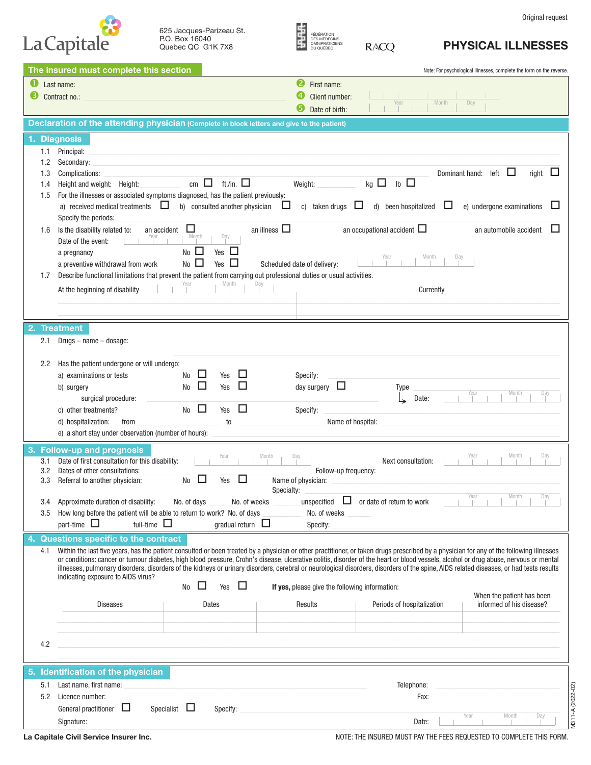La Capitale

625 Jacques-Parizeau St.
P.O. Box 16040
Quebec QC G1K 7X8

FÉDÉRATION DES MÉDECINS OMNIPRATICIENS DU QUÉBEC

RACQ

Original request

# PHYSICAL ILLNESSES

## The insured must complete this section

Note: For psychological illnesses, complete the form on the reverse.

1. Last name: ____________
2. First name: ____________
3. Contract no.: ____________
4. Client number: ____________
5. Date of birth: Year ____ Month ____ Day ____

## Declaration of the attending physician (Complete in block letters and give to the patient)

### 1. Diagnosis

1.1 Principal: ____________

1.2 Secondary: ____________

1.3 Complications: ____________ Dominant hand: left ☐ right ☐

1.4 Height and weight: Height: ______ cm ☐ ft./in. ☐ Weight: ______ kg ☐ lb ☐

1.5 For the illnesses or associated symptoms diagnosed, has the patient previously:
a) received medical treatments ☐ b) consulted another physician ☐ c) taken drugs ☐ d) been hospitalized ☐ e) undergone examinations ☐
Specify the periods: ____________

1.6 Is the disability related to: an accident ☐ an illness ☐ an occupational accident ☐ an automobile accident ☐
Date of the event: Year ____ Month ____ Day ____
a pregnancy No ☐ Yes ☐
a preventive withdrawal from work No ☐ Yes ☐ Scheduled date of delivery: Year ____ Month ____ Day ____

1.7 Describe functional limitations that prevent the patient from carrying out professional duties or usual activities.

| At the beginning of disability Year ____ Month ____ Day ____ | Currently |
| --- | --- |
| | |

### 2. Treatment

2.1 Drugs – name – dosage: ____________

2.2 Has the patient undergone or will undergo:
a) examinations or tests No ☐ Yes ☐ Specify: ____________
b) surgery No ☐ Yes ☐ day surgery ☐ Type
surgical procedure: ____________ Date: Year ____ Month ____ Day ____
c) other treatments? No ☐ Yes ☐ Specify: ____________
d) hospitalization: from ______ to ______ Name of hospital: ____________
e) a short stay under observation (number of hours): ____________

### 3. Follow-up and prognosis

3.1 Date of first consultation for this disability: Year ____ Month ____ Day ____ Next consultation: Year ____ Month ____ Day ____

3.2 Dates of other consultations: ____________ Follow-up frequency: ____________

3.3 Referral to another physician: No ☐ Yes ☐ Name of physician: ____________
Specialty: ____________

3.4 Approximate duration of disability: No. of days ______ No. of weeks ______ unspecified ☐ or date of return to work Year ____ Month ____ Day ____

3.5 How long before the patient will be able to return to work? No. of days ______ No. of weeks ______
part-time ☐ full-time ☐ gradual return ☐ Specify: ____________

### 4. Questions specific to the contract

4.1 Within the last five years, has the patient consulted or been treated by a physician or other practitioner, or taken drugs prescribed by a physician for any of the following illnesses or conditions: cancer or tumour diabetes, high blood pressure, Crohn's disease, ulcerative colitis, disorder of the heart or blood vessels, alcohol or drug abuse, nervous or mental illnesses, pulmonary disorders, disorders of the kidneys or urinary disorders, cerebral or neurological disorders, disorders of the spine, AIDS related diseases, or had tests results indicating exposure to AIDS virus?

No ☐ Yes ☐ **If yes,** please give the following information:

| Diseases | Dates | Results | Periods of hospitalization | When the patient has been informed of his disease? |
| --- | --- | --- | --- | --- |
| | | | | |
| | | | | |

4.2 ____________

### 5. Identification of the physician

5.1 Last name, first name: ____________ Telephone: ____________

5.2 Licence number: ____________ Fax: ____________

General practitioner ☐ Specialist ☐ Specify: ____________

Signature: ____________ Date: Year ____ Month ____ Day ____

M311-A (2022-02)

La Capitale Civil Service Insurer Inc.

NOTE: THE INSURED MUST PAY THE FEES REQUESTED TO COMPLETE THIS FORM.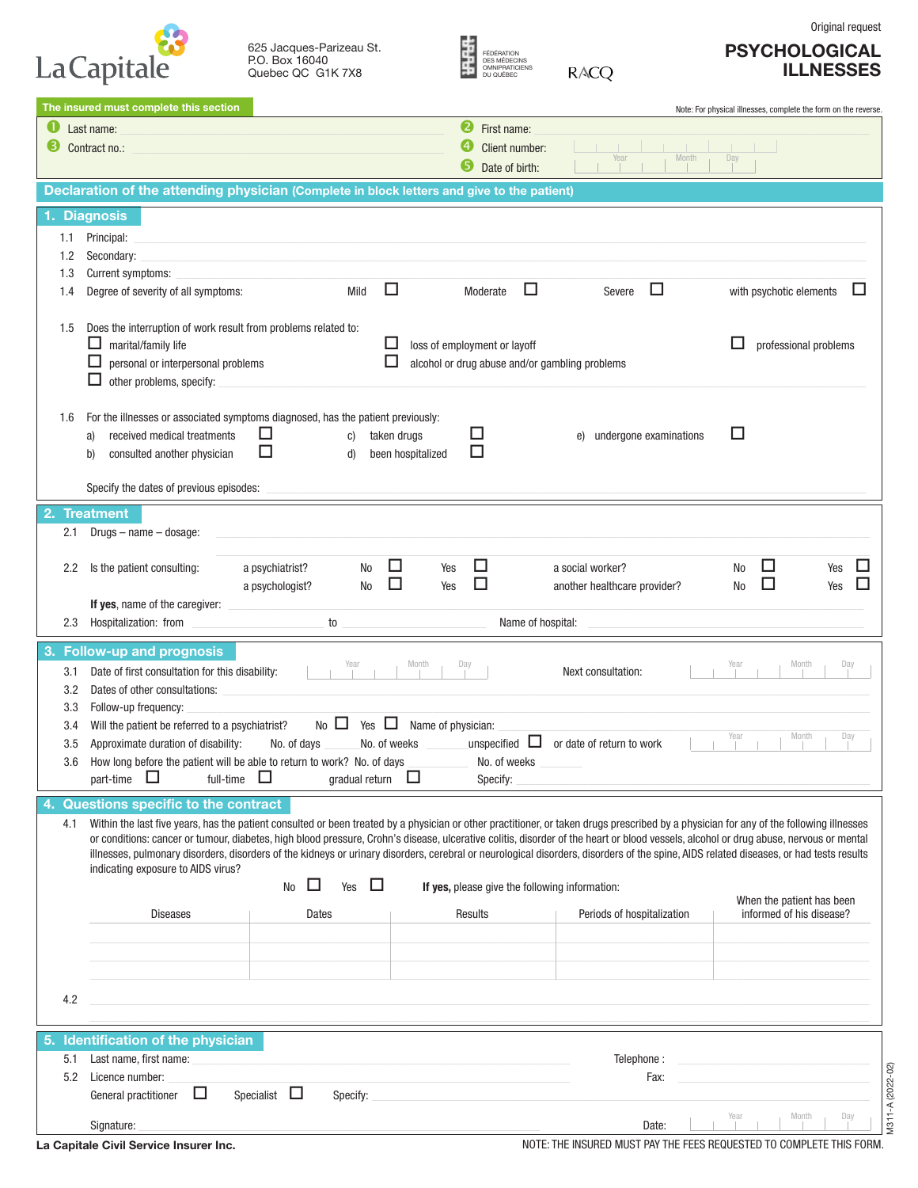La Capitale

625 Jacques-Parizeau St.
P.O. Box 16040
Quebec QC G1K 7X8

FÉDÉRATION DES MÉDECINS OMNIPRATICIENS DU QUÉBEC

RACQ

Original request

# PSYCHOLOGICAL ILLNESSES

**The insured must complete this section**

Note: For physical illnesses, complete the form on the reverse.

1. Last name:
2. First name:
3. Contract no.:
4. Client number:
5. Date of birth: Year Month Day

## Declaration of the attending physician (Complete in block letters and give to the patient)

### 1. Diagnosis

1.1 Principal:

1.2 Secondary:

1.3 Current symptoms:

1.4 Degree of severity of all symptoms: Mild ☐ Moderate ☐ Severe ☐ with psychotic elements ☐

1.5 Does the interruption of work result from problems related to:

- ☐ marital/family life
- ☐ loss of employment or layoff
- ☐ professional problems
- ☐ personal or interpersonal problems
- ☐ alcohol or drug abuse and/or gambling problems
- ☐ other problems, specify:

1.6 For the illnesses or associated symptoms diagnosed, has the patient previously:

a) received medical treatments ☐ c) taken drugs ☐ e) undergone examinations ☐

b) consulted another physician ☐ d) been hospitalized ☐

Specify the dates of previous episodes:

### 2. Treatment

2.1 Drugs – name – dosage:

2.2 Is the patient consulting: a psychiatrist? No ☐ Yes ☐ a social worker? No ☐ Yes ☐

a psychologist? No ☐ Yes ☐ another healthcare provider? No ☐ Yes ☐

**If yes**, name of the caregiver:

2.3 Hospitalization: from ____ to ____ Name of hospital:

### 3. Follow-up and prognosis

3.1 Date of first consultation for this disability: Year Month Day Next consultation: Year Month Day

3.2 Dates of other consultations:

3.3 Follow-up frequency:

3.4 Will the patient be referred to a psychiatrist? No ☐ Yes ☐ Name of physician:

3.5 Approximate duration of disability: No. of days ____ No. of weeks ____ unspecified ☐ or date of return to work Year Month Day

3.6 How long before the patient will be able to return to work? No. of days ____ No. of weeks ____

part-time ☐ full-time ☐ gradual return ☐ Specify:

### 4. Questions specific to the contract

4.1 Within the last five years, has the patient consulted or been treated by a physician or other practitioner, or taken drugs prescribed by a physician for any of the following illnesses or conditions: cancer or tumour, diabetes, high blood pressure, Crohn's disease, ulcerative colitis, disorder of the heart or blood vessels, alcohol or drug abuse, nervous or mental illnesses, pulmonary disorders, disorders of the kidneys or urinary disorders, cerebral or neurological disorders, disorders of the spine, AIDS related diseases, or had tests results indicating exposure to AIDS virus?

No ☐ Yes ☐ **If yes,** please give the following information:

| Diseases | Dates | Results | Periods of hospitalization | When the patient has been informed of his disease? |
|---|---|---|---|---|
| | | | | |
| | | | | |
| | | | | |

4.2

### 5. Identification of the physician

5.1 Last name, first name: Telephone :

5.2 Licence number: Fax:

General practitioner ☐ Specialist ☐ Specify:

Signature: Date: Year Month Day

M311-A (2022-02)

La Capitale Civil Service Insurer Inc.

NOTE: THE INSURED MUST PAY THE FEES REQUESTED TO COMPLETE THIS FORM.